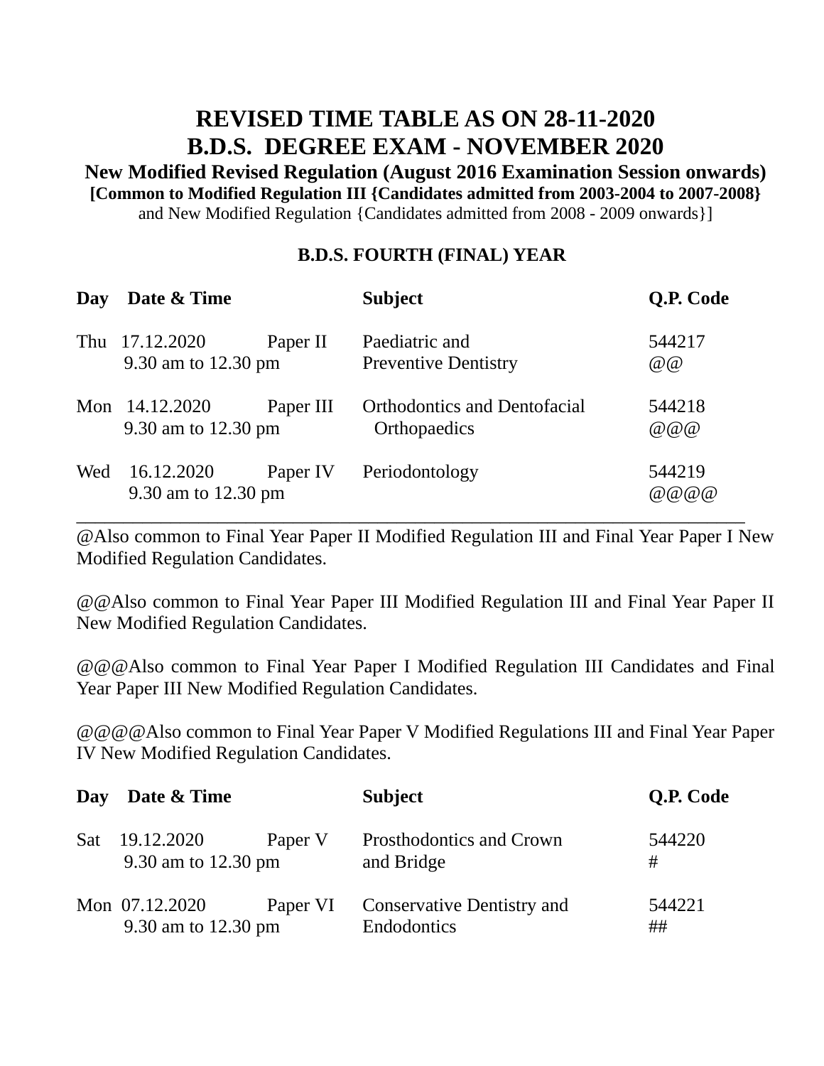# REVISED TIME TABLE AS ON 28-11-2020
# B.D.S. DEGREE EXAM - NOVEMBER 2020

**New Modified Revised Regulation (August 2016 Examination Session onwards)**

**[Common to Modified Regulation III {Candidates admitted from 2003-2004 to 2007-2008}**
and New Modified Regulation {Candidates admitted from 2008 - 2009 onwards}]

### B.D.S. FOURTH (FINAL) YEAR

| Day | Date & Time | | Subject | Q.P. Code |
|---|---|---|---|---|
| Thu | 17.12.2020<br>9.30 am to 12.30 pm | Paper II | Paediatric and Preventive Dentistry | 544217<br>@@ |
| Mon | 14.12.2020<br>9.30 am to 12.30 pm | Paper III | Orthodontics and Dentofacial Orthopaedics | 544218<br>@@@ |
| Wed | 16.12.2020<br>9.30 am to 12.30 pm | Paper IV | Periodontology | 544219<br>@@@@ |

@Also common to Final Year Paper II Modified Regulation III and Final Year Paper I New Modified Regulation Candidates.

@@Also common to Final Year Paper III Modified Regulation III and Final Year Paper II New Modified Regulation Candidates.

@@@Also common to Final Year Paper I Modified Regulation III Candidates and Final Year Paper III New Modified Regulation Candidates.

@@@@Also common to Final Year Paper V Modified Regulations III and Final Year Paper IV New Modified Regulation Candidates.

| Day | Date & Time | | Subject | Q.P. Code |
|---|---|---|---|---|
| Sat | 19.12.2020<br>9.30 am to 12.30 pm | Paper V | Prosthodontics and Crown and Bridge | 544220<br># |
| Mon | 07.12.2020<br>9.30 am to 12.30 pm | Paper VI | Conservative Dentistry and Endodontics | 544221<br>## |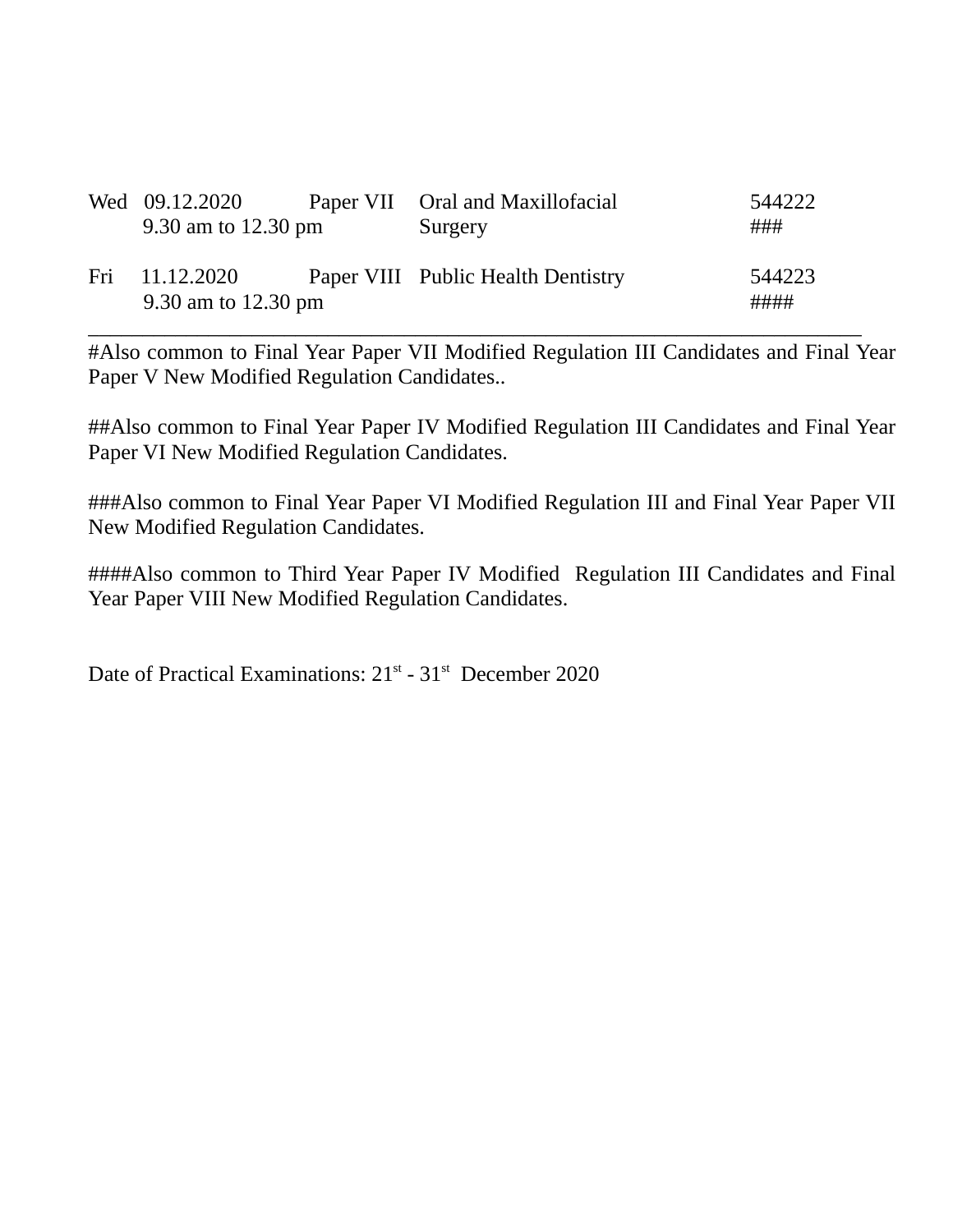| | | | | |
|---|---|---|---|---|
| Wed | 09.12.2020<br>9.30 am to 12.30 pm | Paper VII | Oral and Maxillofacial Surgery | 544222<br>### |
| Fri | 11.12.2020<br>9.30 am to 12.30 pm | Paper VIII | Public Health Dentistry | 544223<br>#### |

#Also common to Final Year Paper VII Modified Regulation III Candidates and Final Year Paper V New Modified Regulation Candidates..

##Also common to Final Year Paper IV Modified Regulation III Candidates and Final Year Paper VI New Modified Regulation Candidates.

###Also common to Final Year Paper VI Modified Regulation III and Final Year Paper VII New Modified Regulation Candidates.

####Also common to Third Year Paper IV Modified Regulation III Candidates and Final Year Paper VIII New Modified Regulation Candidates.

Date of Practical Examinations: 21st - 31st December 2020